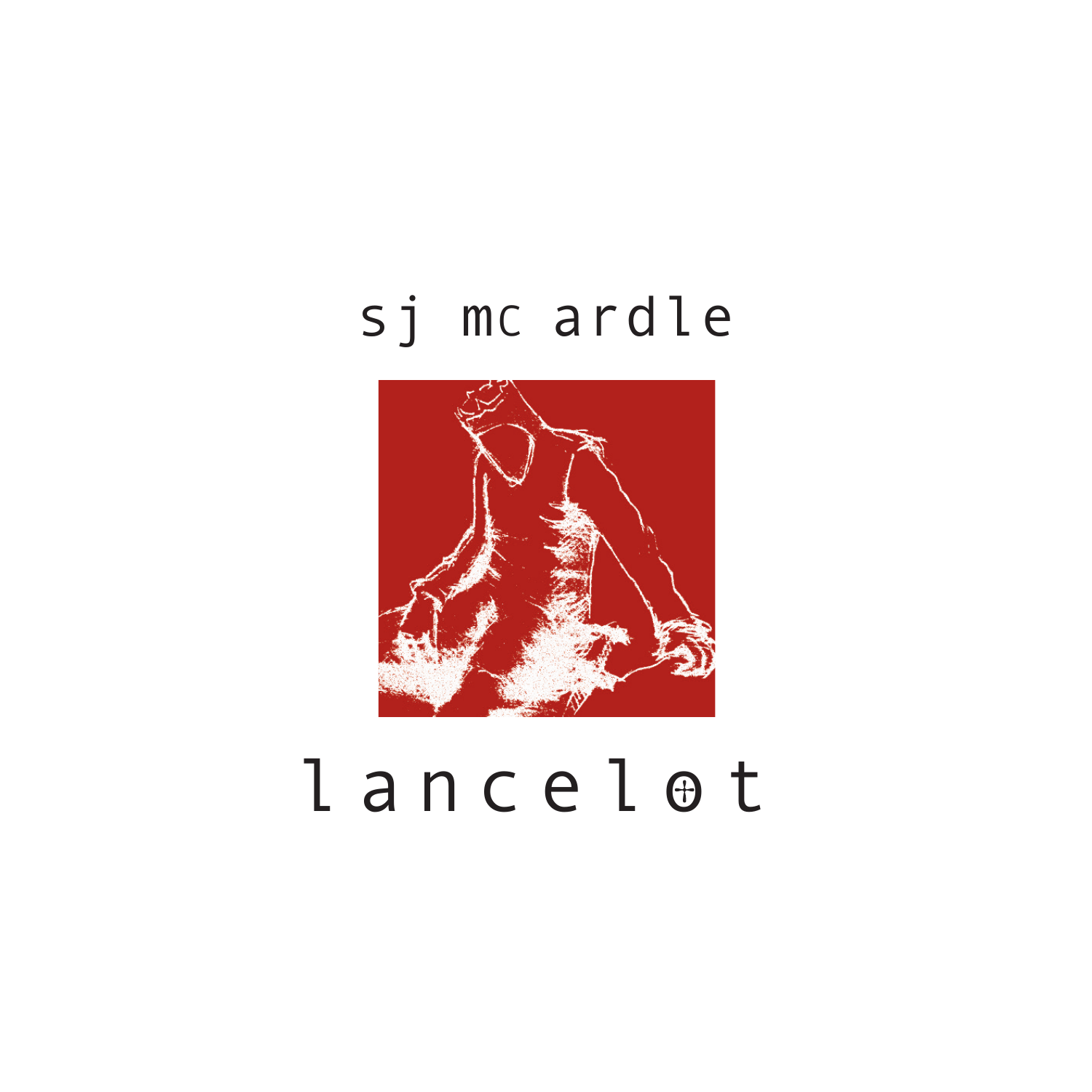sj mc ardle

# lancelot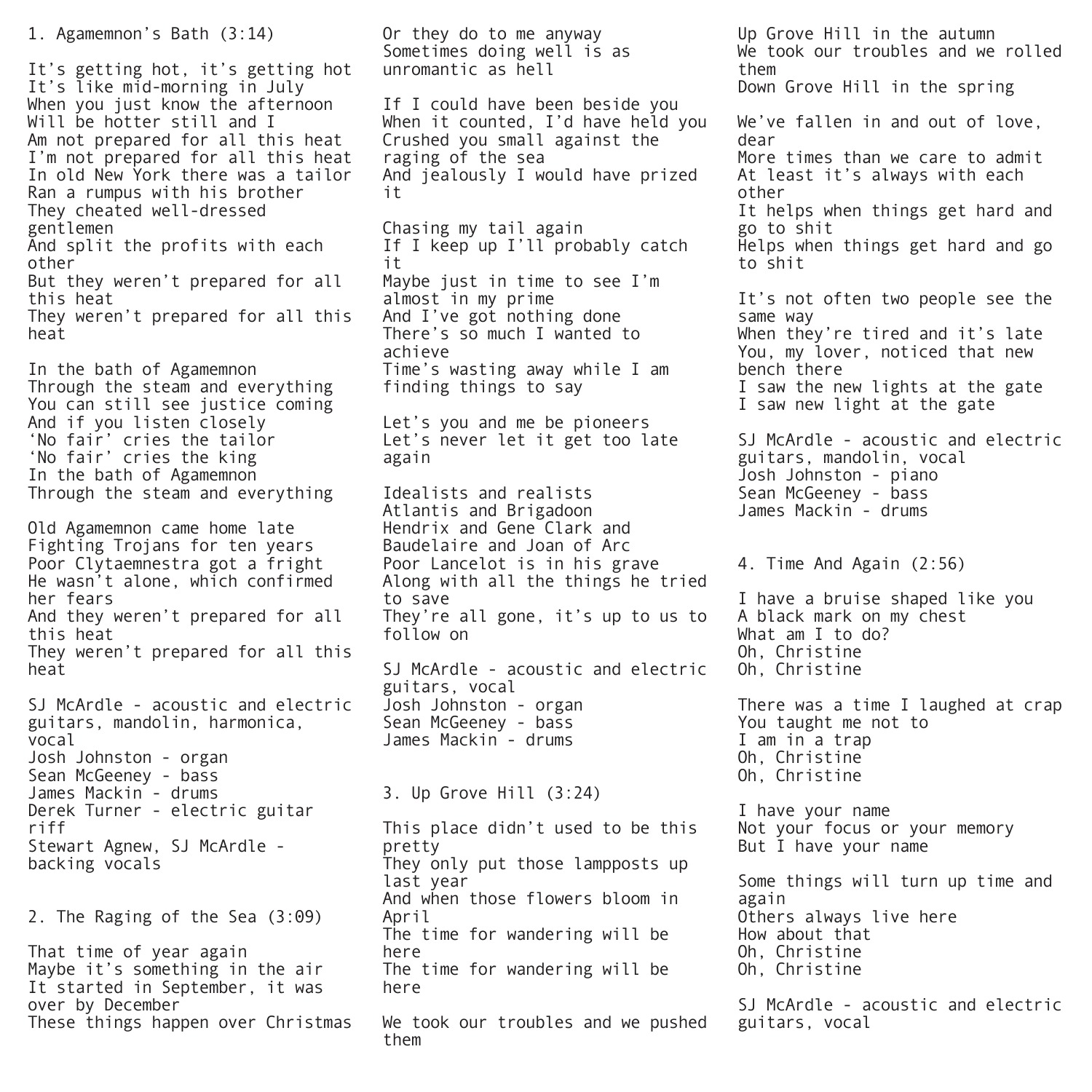## 1. Agamemnon's Bath (3:14)

It's getting hot, it's getting hot
It's like mid-morning in July
When you just know the afternoon
Will be hotter still and I
Am not prepared for all this heat
I'm not prepared for all this heat
In old New York there was a tailor
Ran a rumpus with his brother
They cheated well-dressed gentlemen
And split the profits with each other
But they weren't prepared for all this heat
They weren't prepared for all this heat

In the bath of Agamemnon
Through the steam and everything
You can still see justice coming
And if you listen closely
'No fair' cries the tailor
'No fair' cries the king
In the bath of Agamemnon
Through the steam and everything

Old Agamemnon came home late
Fighting Trojans for ten years
Poor Clytaemnestra got a fright
He wasn't alone, which confirmed her fears
And they weren't prepared for all this heat
They weren't prepared for all this heat

SJ McArdle - acoustic and electric guitars, mandolin, harmonica, vocal
Josh Johnston - organ
Sean McGeeney - bass
James Mackin - drums
Derek Turner - electric guitar riff
Stewart Agnew, SJ McArdle - backing vocals

## 2. The Raging of the Sea (3:09)

That time of year again
Maybe it's something in the air
It started in September, it was over by December
These things happen over Christmas
Or they do to me anyway
Sometimes doing well is as unromantic as hell

If I could have been beside you
When it counted, I'd have held you
Crushed you small against the raging of the sea
And jealously I would have prized it

Chasing my tail again
If I keep up I'll probably catch it
Maybe just in time to see I'm almost in my prime
And I've got nothing done
There's so much I wanted to achieve
Time's wasting away while I am finding things to say

Let's you and me be pioneers
Let's never let it get too late again

Idealists and realists
Atlantis and Brigadoon
Hendrix and Gene Clark and
Baudelaire and Joan of Arc
Poor Lancelot is in his grave
Along with all the things he tried to save
They're all gone, it's up to us to follow on

SJ McArdle - acoustic and electric guitars, vocal
Josh Johnston - organ
Sean McGeeney - bass
James Mackin - drums

## 3. Up Grove Hill (3:24)

This place didn't used to be this pretty
They only put those lampposts up last year
And when those flowers bloom in April
The time for wandering will be here
The time for wandering will be here

We took our troubles and we pushed them
Up Grove Hill in the autumn
We took our troubles and we rolled them
Down Grove Hill in the spring

We've fallen in and out of love, dear
More times than we care to admit
At least it's always with each other
It helps when things get hard and go to shit
Helps when things get hard and go to shit

It's not often two people see the same way
When they're tired and it's late
You, my lover, noticed that new bench there
I saw the new lights at the gate
I saw new light at the gate

SJ McArdle - acoustic and electric guitars, mandolin, vocal
Josh Johnston - piano
Sean McGeeney - bass
James Mackin - drums

## 4. Time And Again (2:56)

I have a bruise shaped like you
A black mark on my chest
What am I to do?
Oh, Christine
Oh, Christine

There was a time I laughed at crap
You taught me not to
I am in a trap
Oh, Christine
Oh, Christine

I have your name
Not your focus or your memory
But I have your name

Some things will turn up time and again
Others always live here
How about that
Oh, Christine
Oh, Christine

SJ McArdle - acoustic and electric guitars, vocal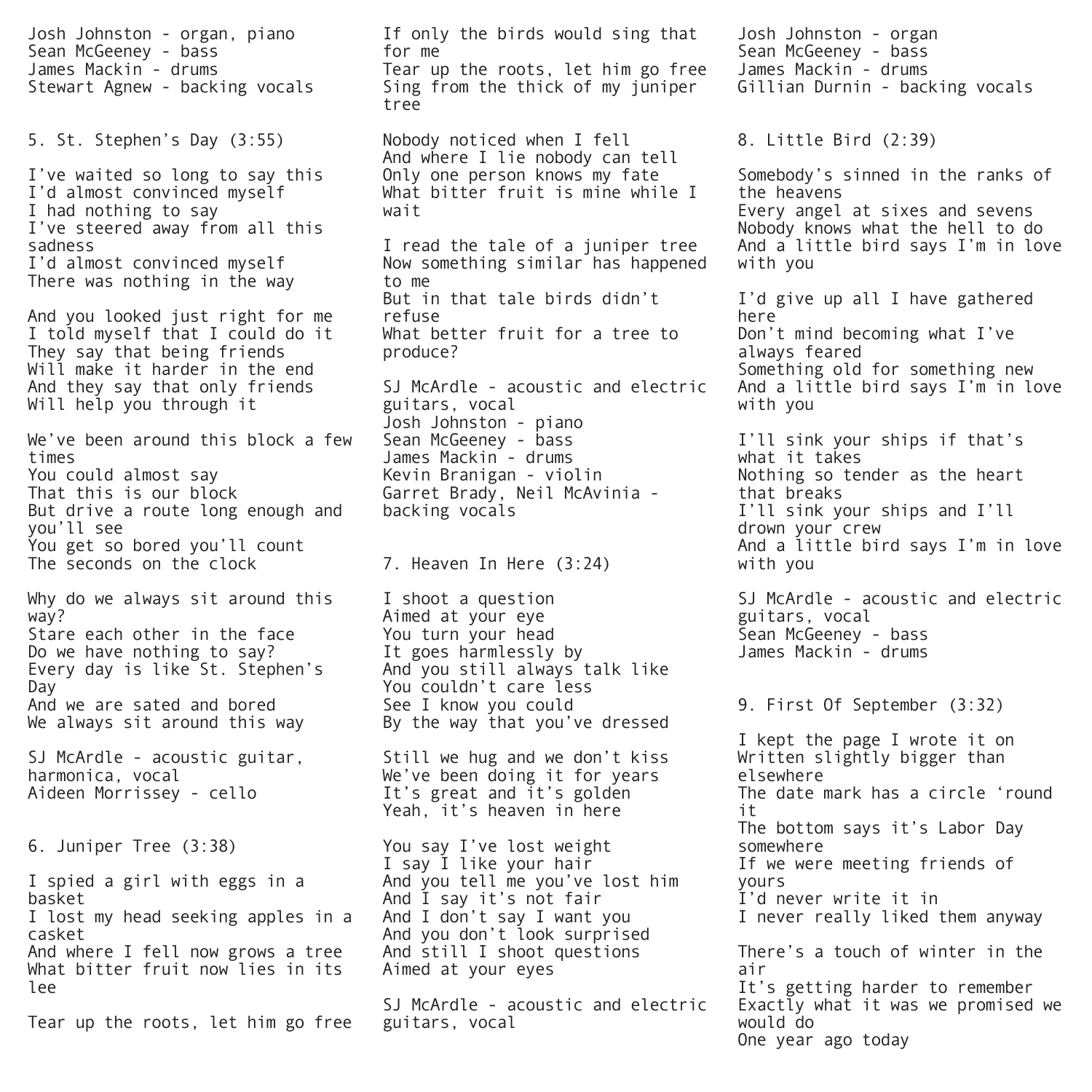Josh Johnston - organ, piano
Sean McGeeney - bass
James Mackin - drums
Stewart Agnew - backing vocals

## 5. St. Stephen's Day (3:55)

I've waited so long to say this
I'd almost convinced myself
I had nothing to say
I've steered away from all this sadness
I'd almost convinced myself
There was nothing in the way

And you looked just right for me
I told myself that I could do it
They say that being friends
Will make it harder in the end
And they say that only friends
Will help you through it

We've been around this block a few times
You could almost say
That this is our block
But drive a route long enough and you'll see
You get so bored you'll count
The seconds on the clock

Why do we always sit around this way?
Stare each other in the face
Do we have nothing to say?
Every day is like St. Stephen's Day
And we are sated and bored
We always sit around this way

SJ McArdle - acoustic guitar, harmonica, vocal
Aideen Morrissey - cello

## 6. Juniper Tree (3:38)

I spied a girl with eggs in a basket
I lost my head seeking apples in a casket
And where I fell now grows a tree
What bitter fruit now lies in its lee

Tear up the roots, let him go free
If only the birds would sing that for me
Tear up the roots, let him go free
Sing from the thick of my juniper tree

Nobody noticed when I fell
And where I lie nobody can tell
Only one person knows my fate
What bitter fruit is mine while I wait

I read the tale of a juniper tree
Now something similar has happened to me
But in that tale birds didn't refuse
What better fruit for a tree to produce?

SJ McArdle - acoustic and electric guitars, vocal
Josh Johnston - piano
Sean McGeeney - bass
James Mackin - drums
Kevin Branigan - violin
Garret Brady, Neil McAvinia - backing vocals

## 7. Heaven In Here (3:24)

I shoot a question
Aimed at your eye
You turn your head
It goes harmlessly by
And you still always talk like
You couldn't care less
See I know you could
By the way that you've dressed

Still we hug and we don't kiss
We've been doing it for years
It's great and it's golden
Yeah, it's heaven in here

You say I've lost weight
I say I like your hair
And you tell me you've lost him
And I say it's not fair
And I don't say I want you
And you don't look surprised
And still I shoot questions
Aimed at your eyes

SJ McArdle - acoustic and electric guitars, vocal
Josh Johnston - organ
Sean McGeeney - bass
James Mackin - drums
Gillian Durnin - backing vocals

## 8. Little Bird (2:39)

Somebody's sinned in the ranks of the heavens
Every angel at sixes and sevens
Nobody knows what the hell to do
And a little bird says I'm in love with you

I'd give up all I have gathered here
Don't mind becoming what I've always feared
Something old for something new
And a little bird says I'm in love with you

I'll sink your ships if that's what it takes
Nothing so tender as the heart that breaks
I'll sink your ships and I'll drown your crew
And a little bird says I'm in love with you

SJ McArdle - acoustic and electric guitars, vocal
Sean McGeeney - bass
James Mackin - drums

## 9. First Of September (3:32)

I kept the page I wrote it on
Written slightly bigger than elsewhere
The date mark has a circle 'round it
The bottom says it's Labor Day somewhere
If we were meeting friends of yours
I'd never write it in
I never really liked them anyway

There's a touch of winter in the air
It's getting harder to remember
Exactly what it was we promised we would do
One year ago today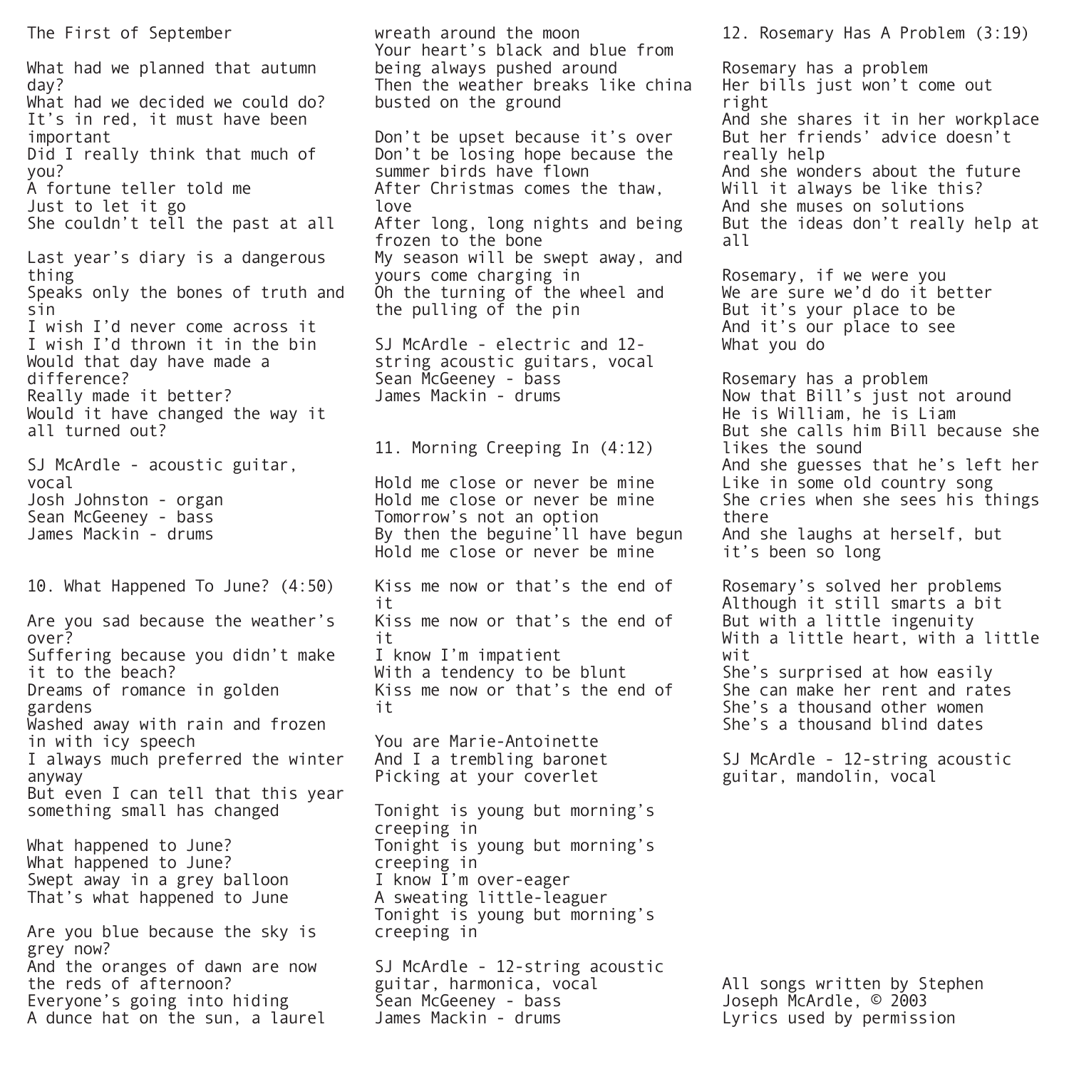The First of September

What had we planned that autumn day?
What had we decided we could do?
It's in red, it must have been important
Did I really think that much of you?
A fortune teller told me
Just to let it go
She couldn't tell the past at all

Last year's diary is a dangerous thing
Speaks only the bones of truth and sin
I wish I'd never come across it
I wish I'd thrown it in the bin
Would that day have made a difference?
Really made it better?
Would it have changed the way it all turned out?

SJ McArdle - acoustic guitar, vocal
Josh Johnston - organ
Sean McGeeney - bass
James Mackin - drums

## 10. What Happened To June? (4:50)

Are you sad because the weather's over?
Suffering because you didn't make it to the beach?
Dreams of romance in golden gardens
Washed away with rain and frozen in with icy speech
I always much preferred the winter anyway
But even I can tell that this year something small has changed

What happened to June?
What happened to June?
Swept away in a grey balloon
That's what happened to June

Are you blue because the sky is grey now?
And the oranges of dawn are now the reds of afternoon?
Everyone's going into hiding
A dunce hat on the sun, a laurel wreath around the moon
Your heart's black and blue from being always pushed around
Then the weather breaks like china busted on the ground

Don't be upset because it's over
Don't be losing hope because the summer birds have flown
After Christmas comes the thaw, love
After long, long nights and being frozen to the bone
My season will be swept away, and yours come charging in
Oh the turning of the wheel and the pulling of the pin

SJ McArdle - electric and 12-string acoustic guitars, vocal
Sean McGeeney - bass
James Mackin - drums

## 11. Morning Creeping In (4:12)

Hold me close or never be mine
Hold me close or never be mine
Tomorrow's not an option
By then the beguine'll have begun
Hold me close or never be mine

Kiss me now or that's the end of it
Kiss me now or that's the end of it
I know I'm impatient
With a tendency to be blunt
Kiss me now or that's the end of it

You are Marie-Antoinette
And I a trembling baronet
Picking at your coverlet

Tonight is young but morning's creeping in
Tonight is young but morning's creeping in
I know I'm over-eager
A sweating little-leaguer
Tonight is young but morning's creeping in

SJ McArdle - 12-string acoustic guitar, harmonica, vocal
Sean McGeeney - bass
James Mackin - drums

## 12. Rosemary Has A Problem (3:19)

Rosemary has a problem
Her bills just won't come out right
And she shares it in her workplace
But her friends' advice doesn't really help
And she wonders about the future
Will it always be like this?
And she muses on solutions
But the ideas don't really help at all

Rosemary, if we were you
We are sure we'd do it better
But it's your place to be
And it's our place to see
What you do

Rosemary has a problem
Now that Bill's just not around
He is William, he is Liam
But she calls him Bill because she likes the sound
And she guesses that he's left her
Like in some old country song
She cries when she sees his things there
And she laughs at herself, but it's been so long

Rosemary's solved her problems
Although it still smarts a bit
But with a little ingenuity
With a little heart, with a little wit
She's surprised at how easily
She can make her rent and rates
She's a thousand other women
She's a thousand blind dates

SJ McArdle - 12-string acoustic guitar, mandolin, vocal

All songs written by Stephen Joseph McArdle, © 2003
Lyrics used by permission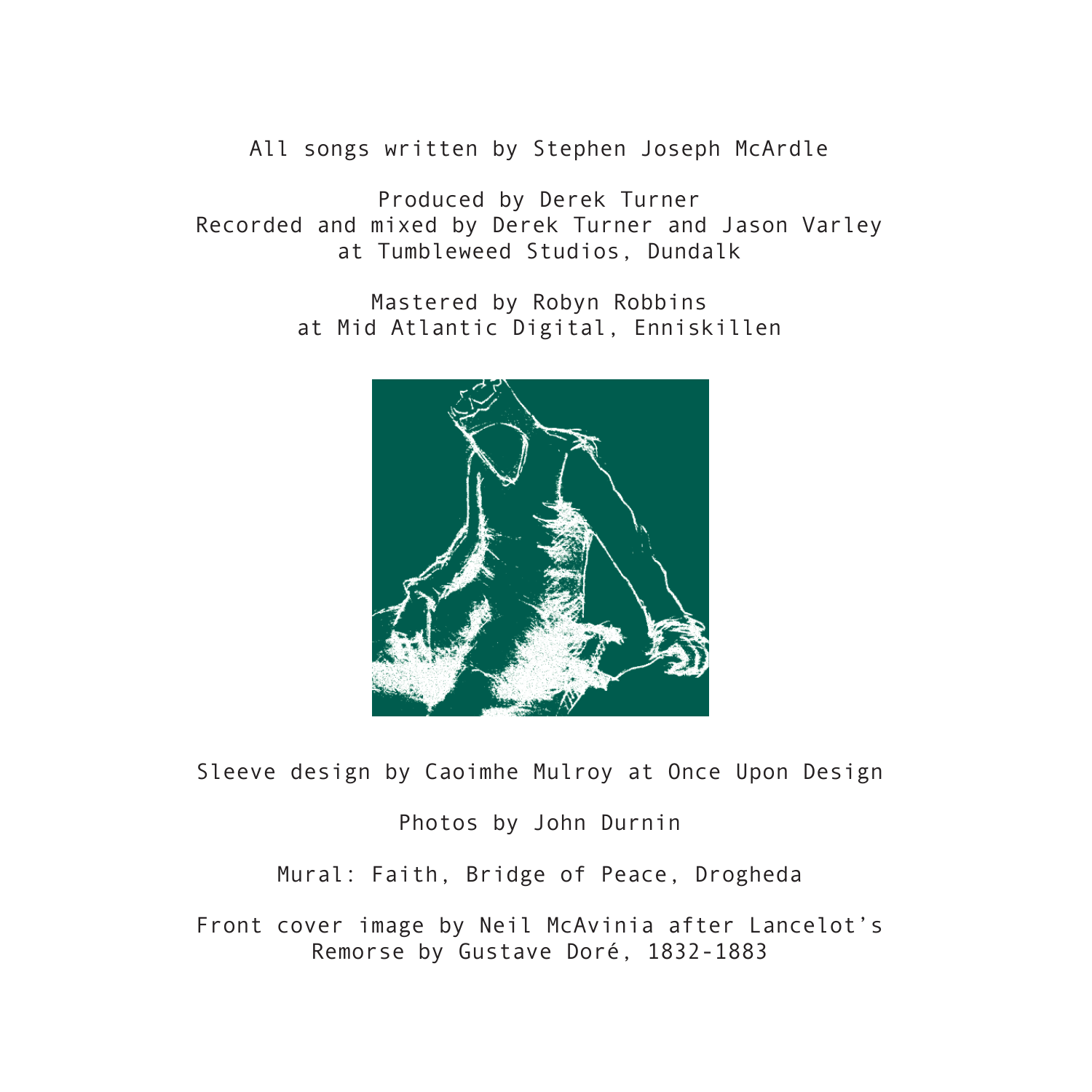All songs written by Stephen Joseph McArdle

Produced by Derek Turner
Recorded and mixed by Derek Turner and Jason Varley
at Tumbleweed Studios, Dundalk

Mastered by Robyn Robbins
at Mid Atlantic Digital, Enniskillen

Sleeve design by Caoimhe Mulroy at Once Upon Design

Photos by John Durnin

Mural: Faith, Bridge of Peace, Drogheda

Front cover image by Neil McAvinia after Lancelot's
Remorse by Gustave Doré, 1832-1883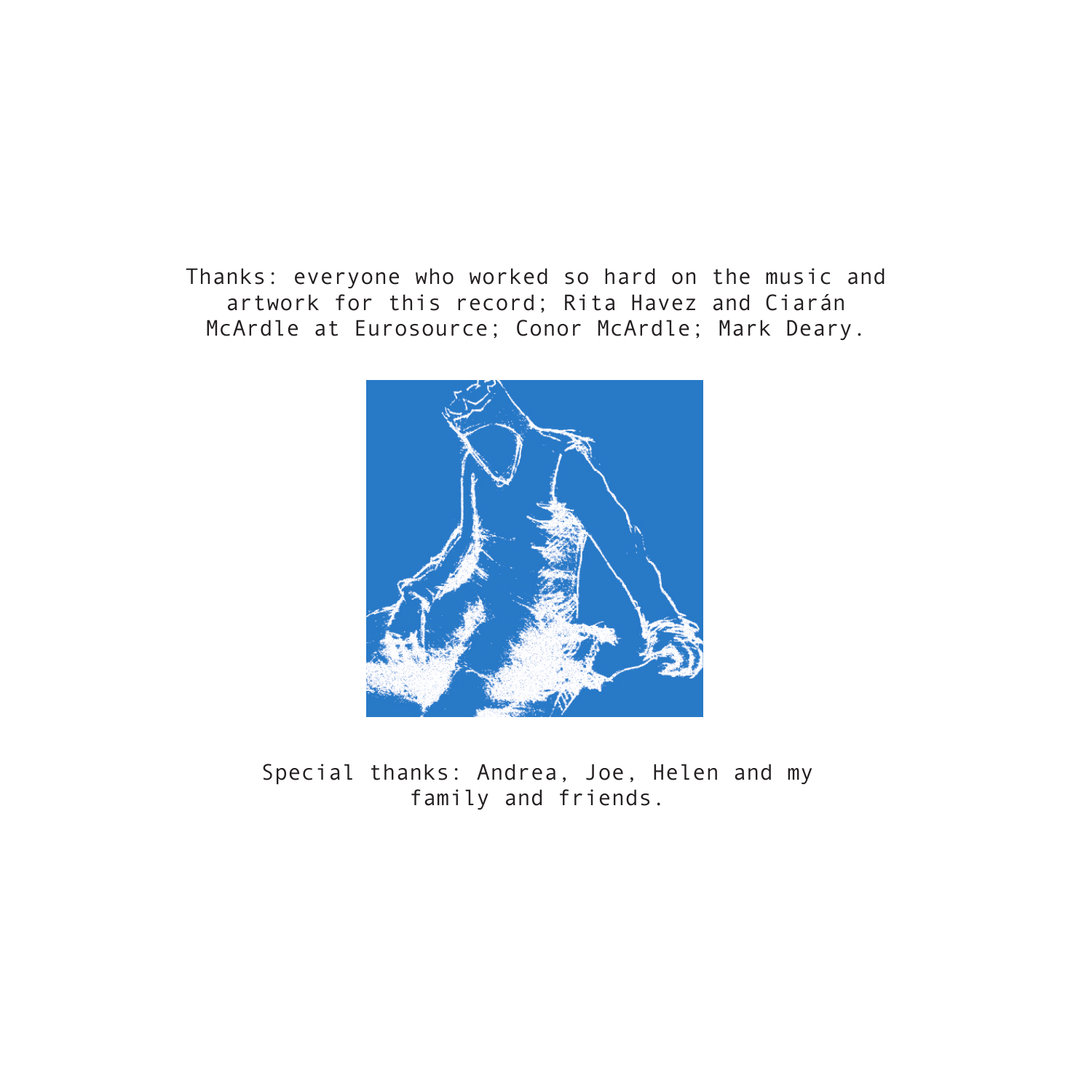Thanks: everyone who worked so hard on the music and artwork for this record; Rita Havez and Ciarán McArdle at Eurosource; Conor McArdle; Mark Deary.

Special thanks: Andrea, Joe, Helen and my family and friends.